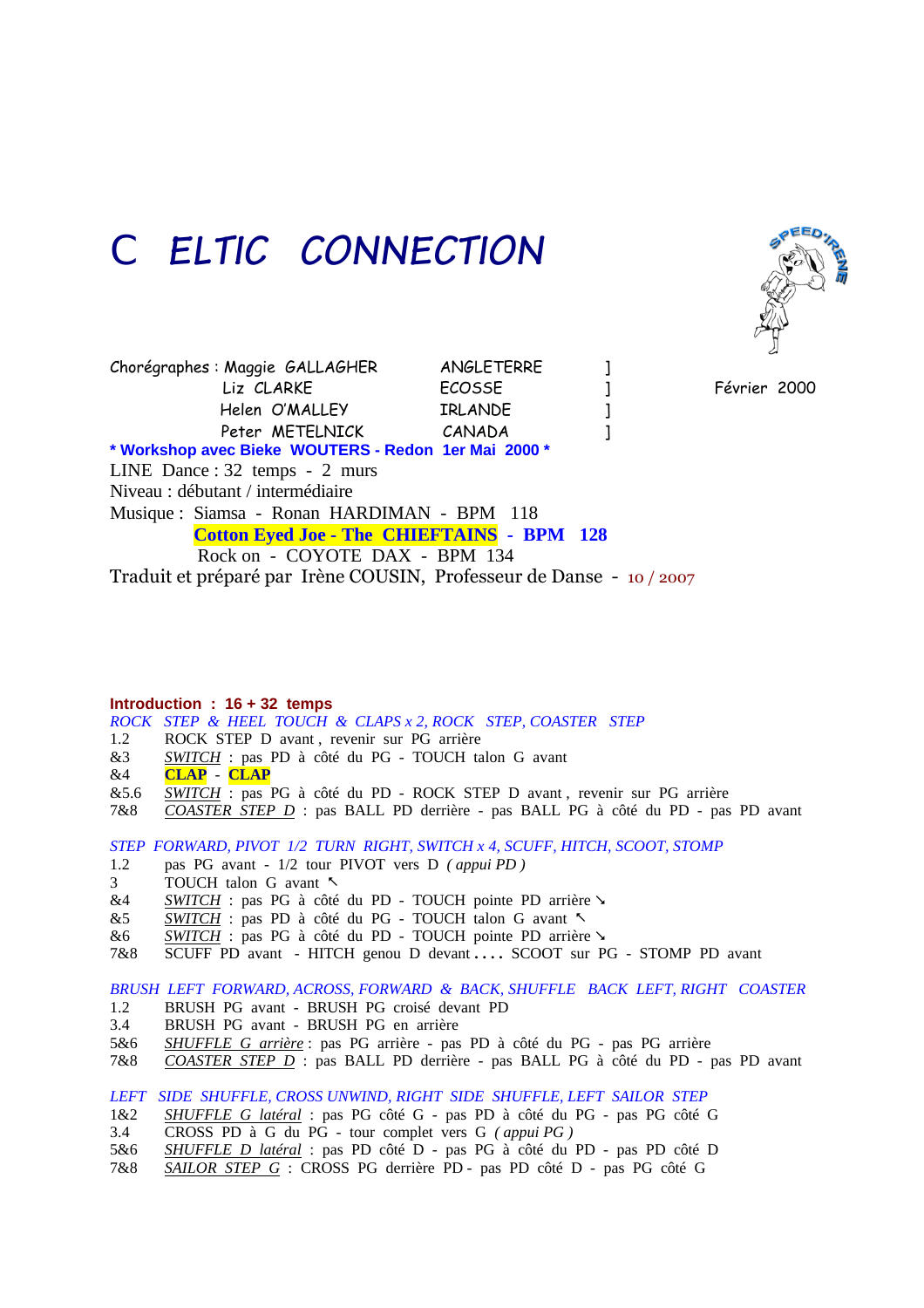# C ELTIC CONNECTION

Chorégraphes : Maggie GALLAGHER ANGLETERRE ]
Liz CLARKE ECOSSE ]
Helen O'MALLEY IRLANDE ]
Peter METELNICK CANADA ]

Février 2000

**\* Workshop avec Bieke WOUTERS - Redon 1er Mai 2000 \***

LINE Dance : 32 temps - 2 murs

Niveau : débutant / intermédiaire

Musique : Siamsa - Ronan HARDIMAN - BPM 118
**Cotton Eyed Joe - The CHIEFTAINS - BPM 128**
Rock on - COYOTE DAX - BPM 134

Traduit et préparé par Irène COUSIN, Professeur de Danse - 10 / 2007

**Introduction : 16 + 32 temps**

*ROCK STEP & HEEL TOUCH & CLAPS x 2, ROCK STEP, COASTER STEP*

| | |
|---|---|
| 1.2 | ROCK STEP D avant , revenir sur PG arrière |
| &3 | *SWITCH* : pas PD à côté du PG - TOUCH talon G avant |
| &4 | **CLAP** - **CLAP** |
| &5.6 | *SWITCH* : pas PG à côté du PD - ROCK STEP D avant , revenir sur PG arrière |
| 7&8 | *COASTER STEP D* : pas BALL PD derrière - pas BALL PG à côté du PD - pas PD avant |

*STEP FORWARD, PIVOT 1/2 TURN RIGHT, SWITCH x 4, SCUFF, HITCH, SCOOT, STOMP*

| | |
|---|---|
| 1.2 | pas PG avant - 1/2 tour PIVOT vers D *( appui PD )* |
| 3 | TOUCH talon G avant ↖ |
| &4 | *SWITCH* : pas PG à côté du PD - TOUCH pointe PD arrière ↘ |
| &5 | *SWITCH* : pas PD à côté du PG - TOUCH talon G avant ↖ |
| &6 | *SWITCH* : pas PG à côté du PD - TOUCH pointe PD arrière ↘ |
| 7&8 | SCUFF PD avant - HITCH genou D devant .... SCOOT sur PG - STOMP PD avant |

*BRUSH LEFT FORWARD, ACROSS, FORWARD & BACK, SHUFFLE BACK LEFT, RIGHT COASTER*

| | |
|---|---|
| 1.2 | BRUSH PG avant - BRUSH PG croisé devant PD |
| 3.4 | BRUSH PG avant - BRUSH PG en arrière |
| 5&6 | *SHUFFLE G arrière* : pas PG arrière - pas PD à côté du PG - pas PG arrière |
| 7&8 | *COASTER STEP D* : pas BALL PD derrière - pas BALL PG à côté du PD - pas PD avant |

*LEFT SIDE SHUFFLE, CROSS UNWIND, RIGHT SIDE SHUFFLE, LEFT SAILOR STEP*

| | |
|---|---|
| 1&2 | *SHUFFLE G latéral* : pas PG côté G - pas PD à côté du PG - pas PG côté G |
| 3.4 | CROSS PD à G du PG - tour complet vers G *( appui PG )* |
| 5&6 | *SHUFFLE D latéral* : pas PD côté D - pas PG à côté du PD - pas PD côté D |
| 7&8 | *SAILOR STEP G* : CROSS PG derrière PD - pas PD côté D - pas PG côté G |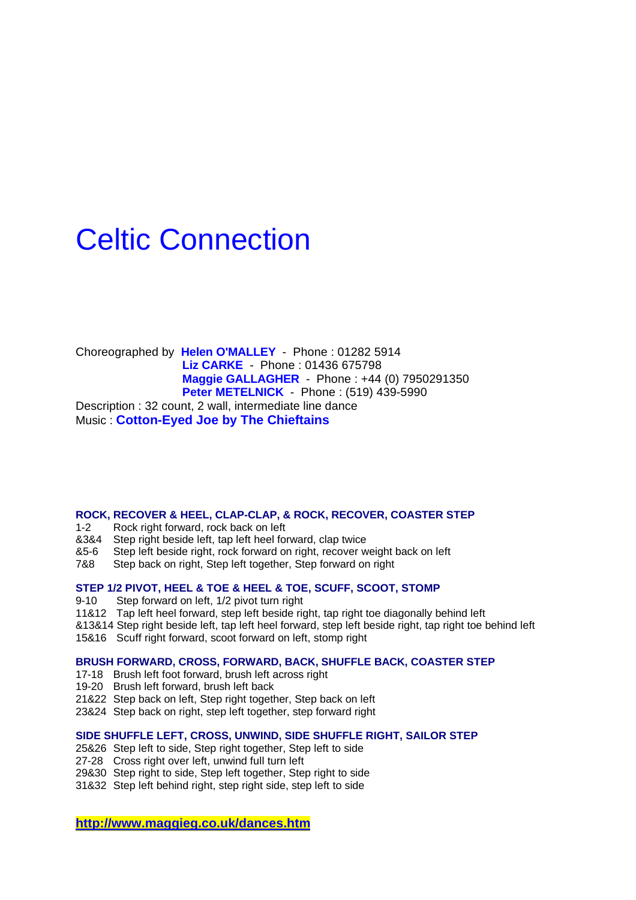# Celtic Connection

Choreographed by **Helen O'MALLEY** - Phone : 01282 5914
**Liz CARKE** - Phone : 01436 675798
**Maggie GALLAGHER** - Phone : +44 (0) 7950291350
**Peter METELNICK** - Phone : (519) 439-5990

Description : 32 count, 2 wall, intermediate line dance

Music : **Cotton-Eyed Joe by The Chieftains**

**ROCK, RECOVER & HEEL, CLAP-CLAP, & ROCK, RECOVER, COASTER STEP**

1-2 Rock right forward, rock back on left
&3&4 Step right beside left, tap left heel forward, clap twice
&5-6 Step left beside right, rock forward on right, recover weight back on left
7&8 Step back on right, Step left together, Step forward on right

**STEP 1/2 PIVOT, HEEL & TOE & HEEL & TOE, SCUFF, SCOOT, STOMP**

9-10 Step forward on left, 1/2 pivot turn right
11&12 Tap left heel forward, step left beside right, tap right toe diagonally behind left
&13&14 Step right beside left, tap left heel forward, step left beside right, tap right toe behind left
15&16 Scuff right forward, scoot forward on left, stomp right

**BRUSH FORWARD, CROSS, FORWARD, BACK, SHUFFLE BACK, COASTER STEP**

17-18 Brush left foot forward, brush left across right
19-20 Brush left forward, brush left back
21&22 Step back on left, Step right together, Step back on left
23&24 Step back on right, step left together, step forward right

**SIDE SHUFFLE LEFT, CROSS, UNWIND, SIDE SHUFFLE RIGHT, SAILOR STEP**

25&26 Step left to side, Step right together, Step left to side
27-28 Cross right over left, unwind full turn left
29&30 Step right to side, Step left together, Step right to side
31&32 Step left behind right, step right side, step left to side

**http://www.maggieg.co.uk/dances.htm**